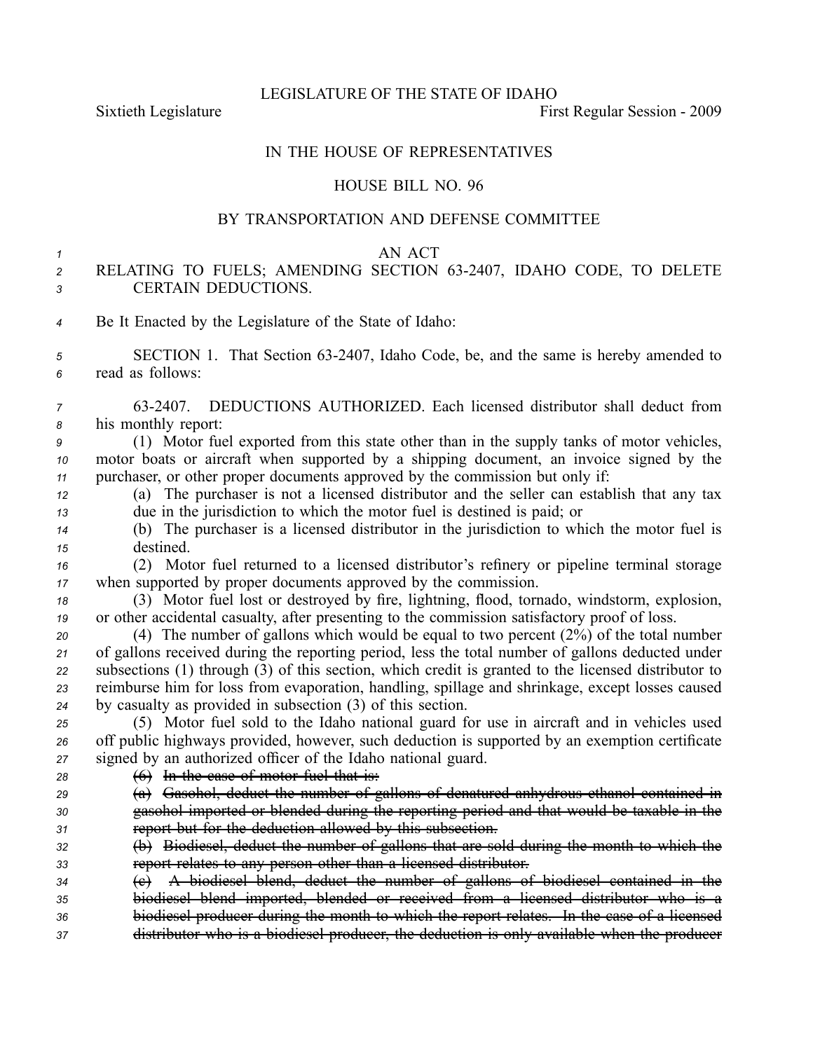LEGISLATURE OF THE STATE OF IDAHO

Sixtieth Legislature First Regular Session - 2009

IN THE HOUSE OF REPRESENTATIVES

HOUSE BILL NO. 96

BY TRANSPORTATION AND DEFENSE COMMITTEE

AN ACT

RELATING TO FUELS; AMENDING SECTION 63-2407, IDAHO CODE, TO DELETE CERTAIN DEDUCTIONS.

Be It Enacted by the Legislature of the State of Idaho:

SECTION 1. That Section 63-2407, Idaho Code, be, and the same is hereby amended to read as follows:

63-2407. DEDUCTIONS AUTHORIZED. Each licensed distributor shall deduct from his monthly report:

(1) Motor fuel exported from this state other than in the supply tanks of motor vehicles, motor boats or aircraft when supported by a shipping document, an invoice signed by the purchaser, or other proper documents approved by the commission but only if:

(a) The purchaser is not a licensed distributor and the seller can establish that any tax due in the jurisdiction to which the motor fuel is destined is paid; or

(b) The purchaser is a licensed distributor in the jurisdiction to which the motor fuel is destined.

(2) Motor fuel returned to a licensed distributor's refinery or pipeline terminal storage when supported by proper documents approved by the commission.

(3) Motor fuel lost or destroyed by fire, lightning, flood, tornado, windstorm, explosion, or other accidental casualty, after presenting to the commission satisfactory proof of loss.

(4) The number of gallons which would be equal to two percent (2%) of the total number of gallons received during the reporting period, less the total number of gallons deducted under subsections (1) through (3) of this section, which credit is granted to the licensed distributor to reimburse him for loss from evaporation, handling, spillage and shrinkage, except losses caused by casualty as provided in subsection (3) of this section.

(5) Motor fuel sold to the Idaho national guard for use in aircraft and in vehicles used off public highways provided, however, such deduction is supported by an exemption certificate signed by an authorized officer of the Idaho national guard.

~~(6) In the case of motor fuel that is:~~

~~(a) Gasohol, deduct the number of gallons of denatured anhydrous ethanol contained in gasohol imported or blended during the reporting period and that would be taxable in the report but for the deduction allowed by this subsection.~~

~~(b) Biodiesel, deduct the number of gallons that are sold during the month to which the report relates to any person other than a licensed distributor.~~

~~(c) A biodiesel blend, deduct the number of gallons of biodiesel contained in the biodiesel blend imported, blended or received from a licensed distributor who is a biodiesel producer during the month to which the report relates. In the case of a licensed distributor who is a biodiesel producer, the deduction is only available when the producer~~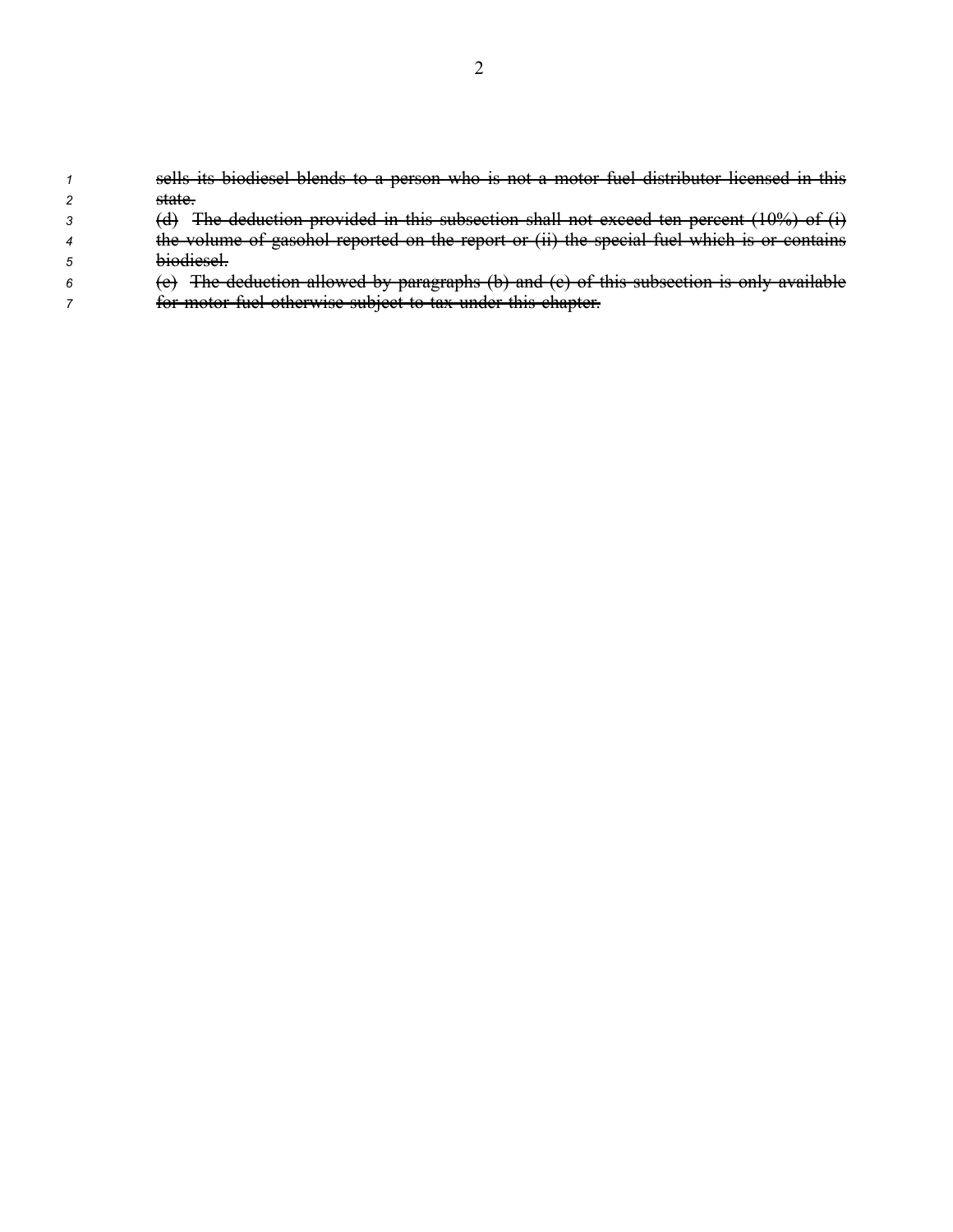~~sells its biodiesel blends to a person who is not a motor fuel distributor licensed in this state.~~

~~(d) The deduction provided in this subsection shall not exceed ten percent (10%) of (i) the volume of gasohol reported on the report or (ii) the special fuel which is or contains biodiesel.~~

~~(e) The deduction allowed by paragraphs (b) and (c) of this subsection is only available for motor fuel otherwise subject to tax under this chapter.~~